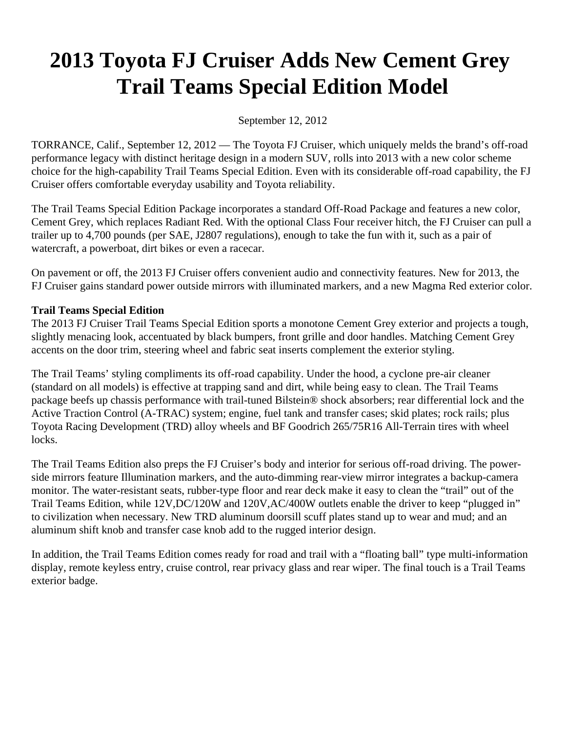# 2013 Toyota FJ Cruiser Adds New Cement Grey Trail Teams Special Edition Model

September 12, 2012

TORRANCE, Calif., September 12, 2012 — The Toyota FJ Cruiser, which uniquely melds the brand's off-road performance legacy with distinct heritage design in a modern SUV, rolls into 2013 with a new color scheme choice for the high-capability Trail Teams Special Edition. Even with its considerable off-road capability, the FJ Cruiser offers comfortable everyday usability and Toyota reliability.

The Trail Teams Special Edition Package incorporates a standard Off-Road Package and features a new color, Cement Grey, which replaces Radiant Red. With the optional Class Four receiver hitch, the FJ Cruiser can pull a trailer up to 4,700 pounds (per SAE, J2807 regulations), enough to take the fun with it, such as a pair of watercraft, a powerboat, dirt bikes or even a racecar.

On pavement or off, the 2013 FJ Cruiser offers convenient audio and connectivity features. New for 2013, the FJ Cruiser gains standard power outside mirrors with illuminated markers, and a new Magma Red exterior color.

**Trail Teams Special Edition**

The 2013 FJ Cruiser Trail Teams Special Edition sports a monotone Cement Grey exterior and projects a tough, slightly menacing look, accentuated by black bumpers, front grille and door handles. Matching Cement Grey accents on the door trim, steering wheel and fabric seat inserts complement the exterior styling.

The Trail Teams' styling compliments its off-road capability. Under the hood, a cyclone pre-air cleaner (standard on all models) is effective at trapping sand and dirt, while being easy to clean. The Trail Teams package beefs up chassis performance with trail-tuned Bilstein® shock absorbers; rear differential lock and the Active Traction Control (A-TRAC) system; engine, fuel tank and transfer cases; skid plates; rock rails; plus Toyota Racing Development (TRD) alloy wheels and BF Goodrich 265/75R16 All-Terrain tires with wheel locks.

The Trail Teams Edition also preps the FJ Cruiser's body and interior for serious off-road driving. The power-side mirrors feature Illumination markers, and the auto-dimming rear-view mirror integrates a backup-camera monitor. The water-resistant seats, rubber-type floor and rear deck make it easy to clean the "trail" out of the Trail Teams Edition, while 12V,DC/120W and 120V,AC/400W outlets enable the driver to keep "plugged in" to civilization when necessary. New TRD aluminum doorsill scuff plates stand up to wear and mud; and an aluminum shift knob and transfer case knob add to the rugged interior design.

In addition, the Trail Teams Edition comes ready for road and trail with a "floating ball" type multi-information display, remote keyless entry, cruise control, rear privacy glass and rear wiper. The final touch is a Trail Teams exterior badge.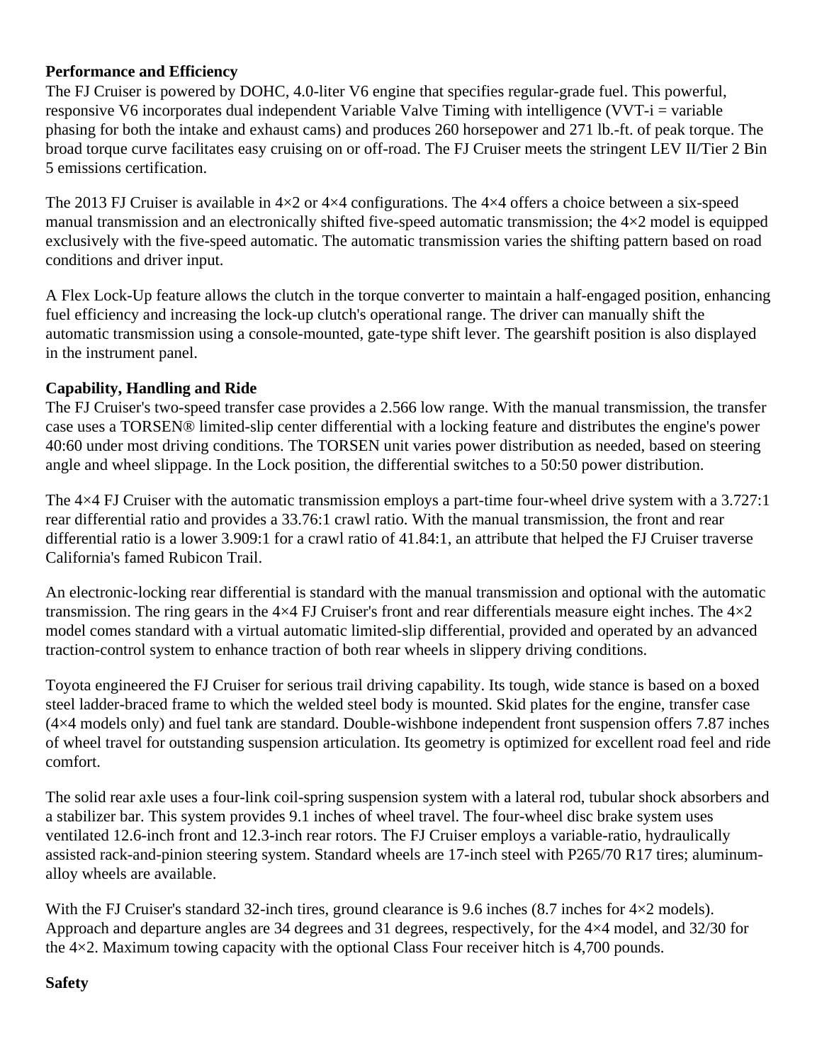**Performance and Efficiency**

The FJ Cruiser is powered by DOHC, 4.0-liter V6 engine that specifies regular-grade fuel. This powerful, responsive V6 incorporates dual independent Variable Valve Timing with intelligence (VVT-i = variable phasing for both the intake and exhaust cams) and produces 260 horsepower and 271 lb.-ft. of peak torque. The broad torque curve facilitates easy cruising on or off-road. The FJ Cruiser meets the stringent LEV II/Tier 2 Bin 5 emissions certification.

The 2013 FJ Cruiser is available in 4×2 or 4×4 configurations. The 4×4 offers a choice between a six-speed manual transmission and an electronically shifted five-speed automatic transmission; the 4×2 model is equipped exclusively with the five-speed automatic. The automatic transmission varies the shifting pattern based on road conditions and driver input.

A Flex Lock-Up feature allows the clutch in the torque converter to maintain a half-engaged position, enhancing fuel efficiency and increasing the lock-up clutch's operational range. The driver can manually shift the automatic transmission using a console-mounted, gate-type shift lever. The gearshift position is also displayed in the instrument panel.

**Capability, Handling and Ride**

The FJ Cruiser's two-speed transfer case provides a 2.566 low range. With the manual transmission, the transfer case uses a TORSEN® limited-slip center differential with a locking feature and distributes the engine's power 40:60 under most driving conditions. The TORSEN unit varies power distribution as needed, based on steering angle and wheel slippage. In the Lock position, the differential switches to a 50:50 power distribution.

The 4×4 FJ Cruiser with the automatic transmission employs a part-time four-wheel drive system with a 3.727:1 rear differential ratio and provides a 33.76:1 crawl ratio. With the manual transmission, the front and rear differential ratio is a lower 3.909:1 for a crawl ratio of 41.84:1, an attribute that helped the FJ Cruiser traverse California's famed Rubicon Trail.

An electronic-locking rear differential is standard with the manual transmission and optional with the automatic transmission. The ring gears in the 4×4 FJ Cruiser's front and rear differentials measure eight inches. The 4×2 model comes standard with a virtual automatic limited-slip differential, provided and operated by an advanced traction-control system to enhance traction of both rear wheels in slippery driving conditions.

Toyota engineered the FJ Cruiser for serious trail driving capability. Its tough, wide stance is based on a boxed steel ladder-braced frame to which the welded steel body is mounted. Skid plates for the engine, transfer case (4×4 models only) and fuel tank are standard. Double-wishbone independent front suspension offers 7.87 inches of wheel travel for outstanding suspension articulation. Its geometry is optimized for excellent road feel and ride comfort.

The solid rear axle uses a four-link coil-spring suspension system with a lateral rod, tubular shock absorbers and a stabilizer bar. This system provides 9.1 inches of wheel travel. The four-wheel disc brake system uses ventilated 12.6-inch front and 12.3-inch rear rotors. The FJ Cruiser employs a variable-ratio, hydraulically assisted rack-and-pinion steering system. Standard wheels are 17-inch steel with P265/70 R17 tires; aluminum-alloy wheels are available.

With the FJ Cruiser's standard 32-inch tires, ground clearance is 9.6 inches (8.7 inches for 4×2 models). Approach and departure angles are 34 degrees and 31 degrees, respectively, for the 4×4 model, and 32/30 for the 4×2. Maximum towing capacity with the optional Class Four receiver hitch is 4,700 pounds.

**Safety**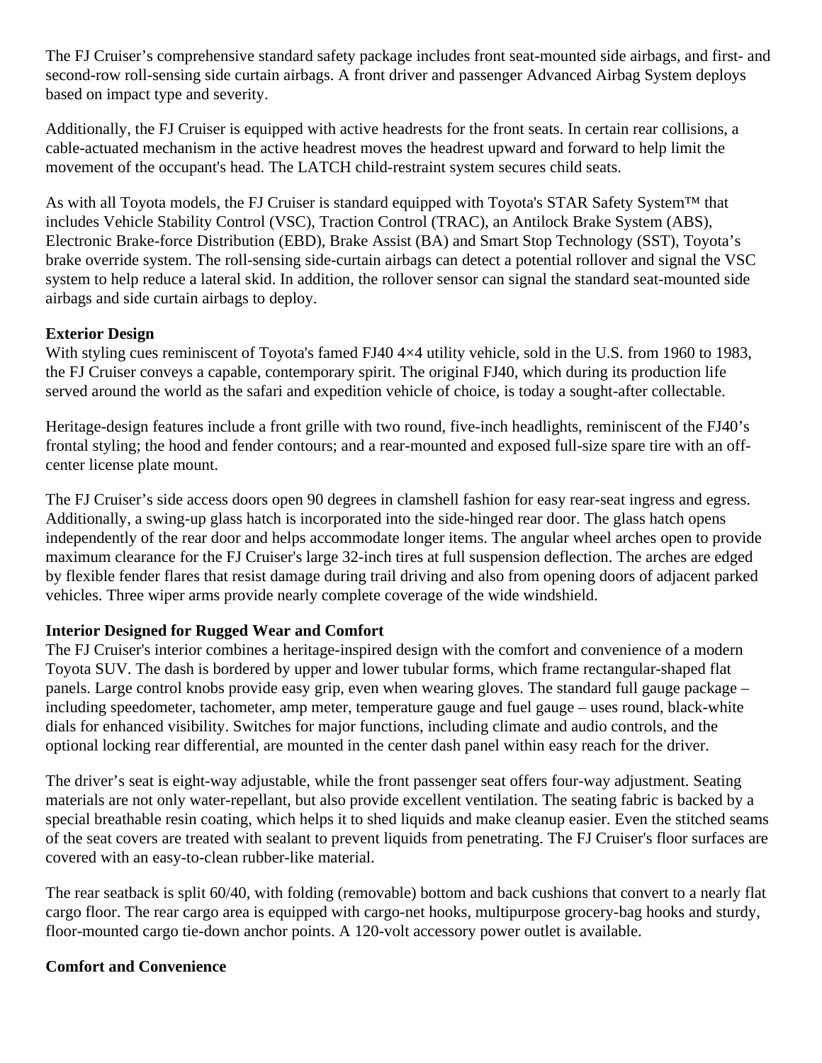The FJ Cruiser's comprehensive standard safety package includes front seat-mounted side airbags, and first- and second-row roll-sensing side curtain airbags. A front driver and passenger Advanced Airbag System deploys based on impact type and severity.

Additionally, the FJ Cruiser is equipped with active headrests for the front seats. In certain rear collisions, a cable-actuated mechanism in the active headrest moves the headrest upward and forward to help limit the movement of the occupant's head. The LATCH child-restraint system secures child seats.

As with all Toyota models, the FJ Cruiser is standard equipped with Toyota's STAR Safety System™ that includes Vehicle Stability Control (VSC), Traction Control (TRAC), an Antilock Brake System (ABS), Electronic Brake-force Distribution (EBD), Brake Assist (BA) and Smart Stop Technology (SST), Toyota's brake override system. The roll-sensing side-curtain airbags can detect a potential rollover and signal the VSC system to help reduce a lateral skid. In addition, the rollover sensor can signal the standard seat-mounted side airbags and side curtain airbags to deploy.

**Exterior Design**

With styling cues reminiscent of Toyota's famed FJ40 4×4 utility vehicle, sold in the U.S. from 1960 to 1983, the FJ Cruiser conveys a capable, contemporary spirit. The original FJ40, which during its production life served around the world as the safari and expedition vehicle of choice, is today a sought-after collectable.

Heritage-design features include a front grille with two round, five-inch headlights, reminiscent of the FJ40's frontal styling; the hood and fender contours; and a rear-mounted and exposed full-size spare tire with an off-center license plate mount.

The FJ Cruiser's side access doors open 90 degrees in clamshell fashion for easy rear-seat ingress and egress. Additionally, a swing-up glass hatch is incorporated into the side-hinged rear door. The glass hatch opens independently of the rear door and helps accommodate longer items. The angular wheel arches open to provide maximum clearance for the FJ Cruiser's large 32-inch tires at full suspension deflection. The arches are edged by flexible fender flares that resist damage during trail driving and also from opening doors of adjacent parked vehicles. Three wiper arms provide nearly complete coverage of the wide windshield.

**Interior Designed for Rugged Wear and Comfort**

The FJ Cruiser's interior combines a heritage-inspired design with the comfort and convenience of a modern Toyota SUV. The dash is bordered by upper and lower tubular forms, which frame rectangular-shaped flat panels. Large control knobs provide easy grip, even when wearing gloves. The standard full gauge package – including speedometer, tachometer, amp meter, temperature gauge and fuel gauge – uses round, black-white dials for enhanced visibility. Switches for major functions, including climate and audio controls, and the optional locking rear differential, are mounted in the center dash panel within easy reach for the driver.

The driver's seat is eight-way adjustable, while the front passenger seat offers four-way adjustment. Seating materials are not only water-repellant, but also provide excellent ventilation. The seating fabric is backed by a special breathable resin coating, which helps it to shed liquids and make cleanup easier. Even the stitched seams of the seat covers are treated with sealant to prevent liquids from penetrating. The FJ Cruiser's floor surfaces are covered with an easy-to-clean rubber-like material.

The rear seatback is split 60/40, with folding (removable) bottom and back cushions that convert to a nearly flat cargo floor. The rear cargo area is equipped with cargo-net hooks, multipurpose grocery-bag hooks and sturdy, floor-mounted cargo tie-down anchor points. A 120-volt accessory power outlet is available.

**Comfort and Convenience**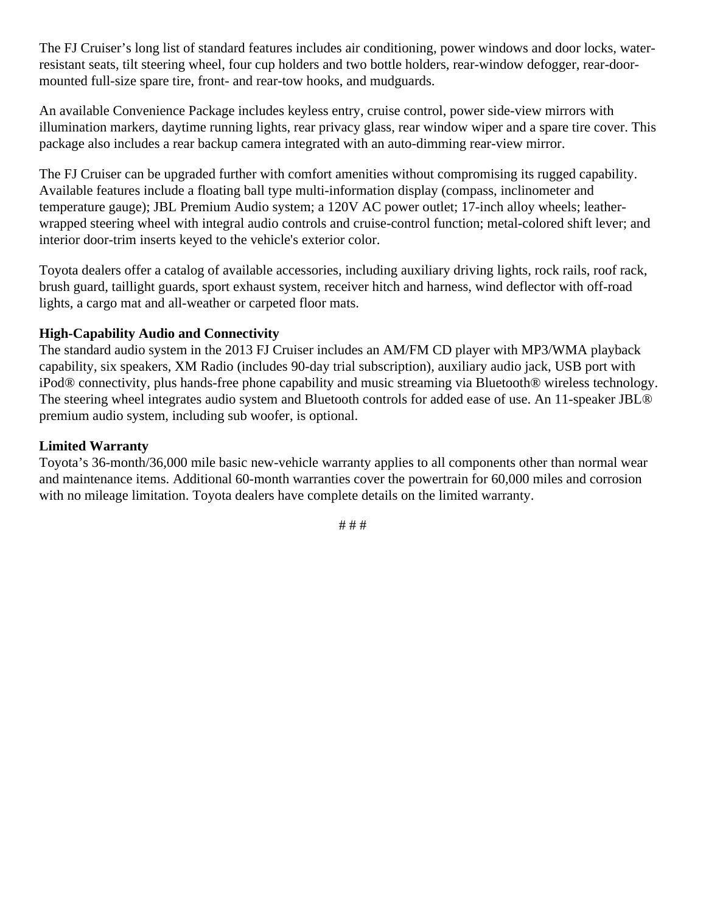The FJ Cruiser’s long list of standard features includes air conditioning, power windows and door locks, water-resistant seats, tilt steering wheel, four cup holders and two bottle holders, rear-window defogger, rear-door-mounted full-size spare tire, front- and rear-tow hooks, and mudguards.

An available Convenience Package includes keyless entry, cruise control, power side-view mirrors with illumination markers, daytime running lights, rear privacy glass, rear window wiper and a spare tire cover. This package also includes a rear backup camera integrated with an auto-dimming rear-view mirror.

The FJ Cruiser can be upgraded further with comfort amenities without compromising its rugged capability. Available features include a floating ball type multi-information display (compass, inclinometer and temperature gauge); JBL Premium Audio system; a 120V AC power outlet; 17-inch alloy wheels; leather-wrapped steering wheel with integral audio controls and cruise-control function; metal-colored shift lever; and interior door-trim inserts keyed to the vehicle's exterior color.

Toyota dealers offer a catalog of available accessories, including auxiliary driving lights, rock rails, roof rack, brush guard, taillight guards, sport exhaust system, receiver hitch and harness, wind deflector with off-road lights, a cargo mat and all-weather or carpeted floor mats.

**High-Capability Audio and Connectivity**
The standard audio system in the 2013 FJ Cruiser includes an AM/FM CD player with MP3/WMA playback capability, six speakers, XM Radio (includes 90-day trial subscription), auxiliary audio jack, USB port with iPod® connectivity, plus hands-free phone capability and music streaming via Bluetooth® wireless technology. The steering wheel integrates audio system and Bluetooth controls for added ease of use. An 11-speaker JBL® premium audio system, including sub woofer, is optional.

**Limited Warranty**
Toyota’s 36-month/36,000 mile basic new-vehicle warranty applies to all components other than normal wear and maintenance items. Additional 60-month warranties cover the powertrain for 60,000 miles and corrosion with no mileage limitation. Toyota dealers have complete details on the limited warranty.

# # #